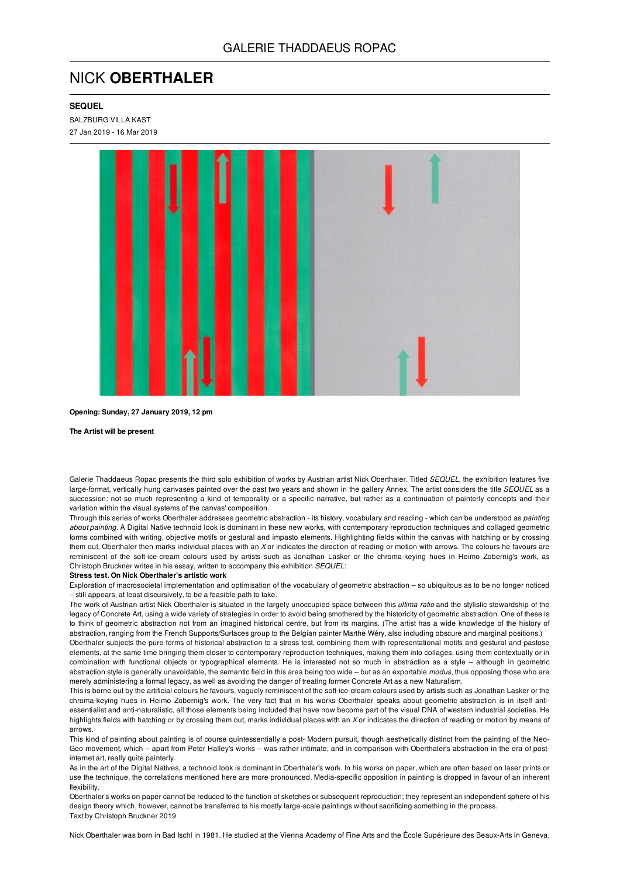GALERIE THADDAEUS ROPAC

# NICK **OBERTHALER**

**SEQUEL**

SALZBURG VILLA KAST

27 Jan 2019 - 16 Mar 2019

**Opening: Sunday, 27 January 2019, 12 pm**

**The Artist will be present**

Galerie Thaddaeus Ropac presents the third solo exhibition of works by Austrian artist Nick Oberthaler. Titled *SEQUEL*, the exhibition features five large-format, vertically hung canvases painted over the past two years and shown in the gallery Annex. The artist considers the title *SEQUEL* as a succession: not so much representing a kind of temporality or a specific narrative, but rather as a continuation of painterly concepts and their variation within the visual systems of the canvas' composition.

Through this series of works Oberthaler addresses geometric abstraction - its history, vocabulary and reading - which can be understood as *painting about painting*. A Digital Native technoid look is dominant in these new works, with contemporary reproduction techniques and collaged geometric forms combined with writing, objective motifs or gestural and impasto elements. Highlighting fields within the canvas with hatching or by crossing them out, Oberthaler then marks individual places with an *X* or indicates the direction of reading or motion with arrows. The colours he favours are reminiscent of the soft-ice-cream colours used by artists such as Jonathan Lasker or the chroma-keying hues in Heimo Zobernig's work, as Christoph Bruckner writes in his essay, written to accompany this exhibition *SEQUEL*:

**Stress test. On Nick Oberthaler's artistic work**

Exploration of macrosocietal implementation and optimisation of the vocabulary of geometric abstraction – so ubiquitous as to be no longer noticed – still appears, at least discursively, to be a feasible path to take.

The work of Austrian artist Nick Oberthaler is situated in the largely unoccupied space between this *ultima ratio* and the stylistic stewardship of the legacy of Concrete Art, using a wide variety of strategies in order to avoid being smothered by the historicity of geometric abstraction. One of these is to think of geometric abstraction not from an imagined historical centre, but from its margins. (The artist has a wide knowledge of the history of abstraction, ranging from the French Supports/Surfaces group to the Belgian painter Marthe Wéry, also including obscure and marginal positions.)

Oberthaler subjects the pure forms of historical abstraction to a stress test, combining them with representational motifs and gestural and pastose elements, at the same time bringing them closer to contemporary reproduction techniques, making them into collages, using them contextually or in combination with functional objects or typographical elements. He is interested not so much in abstraction as a style – although in geometric abstraction style is generally unavoidable, the semantic field in this area being too wide – but as an exportable *modus*, thus opposing those who are merely administering a formal legacy, as well as avoiding the danger of treating former Concrete Art as a new Naturalism.

This is borne out by the artificial colours he favours, vaguely reminiscent of the soft-ice-cream colours used by artists such as Jonathan Lasker or the chroma-keying hues in Heimo Zobernig's work. The very fact that in his works Oberthaler speaks about geometric abstraction is in itself anti-essentialist and anti-naturalistic, all those elements being included that have now become part of the visual DNA of western industrial societies. He highlights fields with hatching or by crossing them out, marks individual places with an *X* or indicates the direction of reading or motion by means of arrows.

This kind of painting about painting is of course quintessentially a post- Modern pursuit, though aesthetically distinct from the painting of the Neo-Geo movement, which – apart from Peter Halley's works – was rather intimate, and in comparison with Oberthaler's abstraction in the era of post-internet art, really quite painterly.

As in the art of the Digital Natives, a technoid look is dominant in Oberthaler's work. In his works on paper, which are often based on laser prints or use the technique, the correlations mentioned here are more pronounced. Media-specific opposition in painting is dropped in favour of an inherent flexibility.

Oberthaler's works on paper cannot be reduced to the function of sketches or subsequent reproduction; they represent an independent sphere of his design theory which, however, cannot be transferred to his mostly large-scale paintings without sacrificing something in the process.

Text by Christoph Bruckner 2019

Nick Oberthaler was born in Bad Ischl in 1981. He studied at the Vienna Academy of Fine Arts and the École Supérieure des Beaux-Arts in Geneva,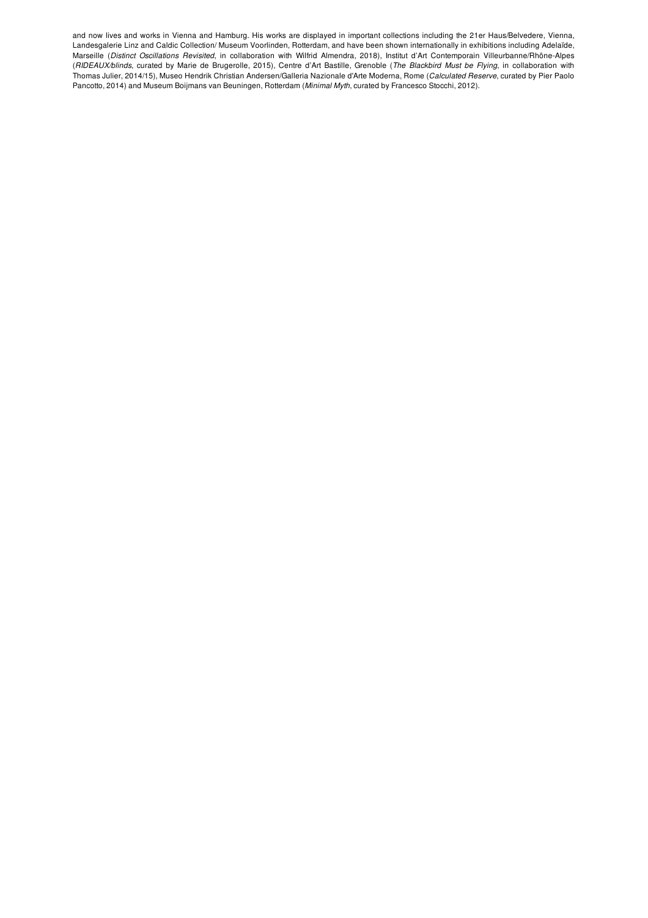and now lives and works in Vienna and Hamburg. His works are displayed in important collections including the 21er Haus/Belvedere, Vienna, Landesgalerie Linz and Caldic Collection/ Museum Voorlinden, Rotterdam, and have been shown internationally in exhibitions including Adelaïde, Marseille (*Distinct Oscillations Revisited*, in collaboration with Wilfrid Almendra, 2018), Institut d'Art Contemporain Villeurbanne/Rhône-Alpes (*RIDEAUX/blinds*, curated by Marie de Brugerolle, 2015), Centre d'Art Bastille, Grenoble (*The Blackbird Must be Flying*, in collaboration with Thomas Julier, 2014/15), Museo Hendrik Christian Andersen/Galleria Nazionale d'Arte Moderna, Rome (*Calculated Reserve*, curated by Pier Paolo Pancotto, 2014) and Museum Boijmans van Beuningen, Rotterdam (*Minimal Myth*, curated by Francesco Stocchi, 2012).